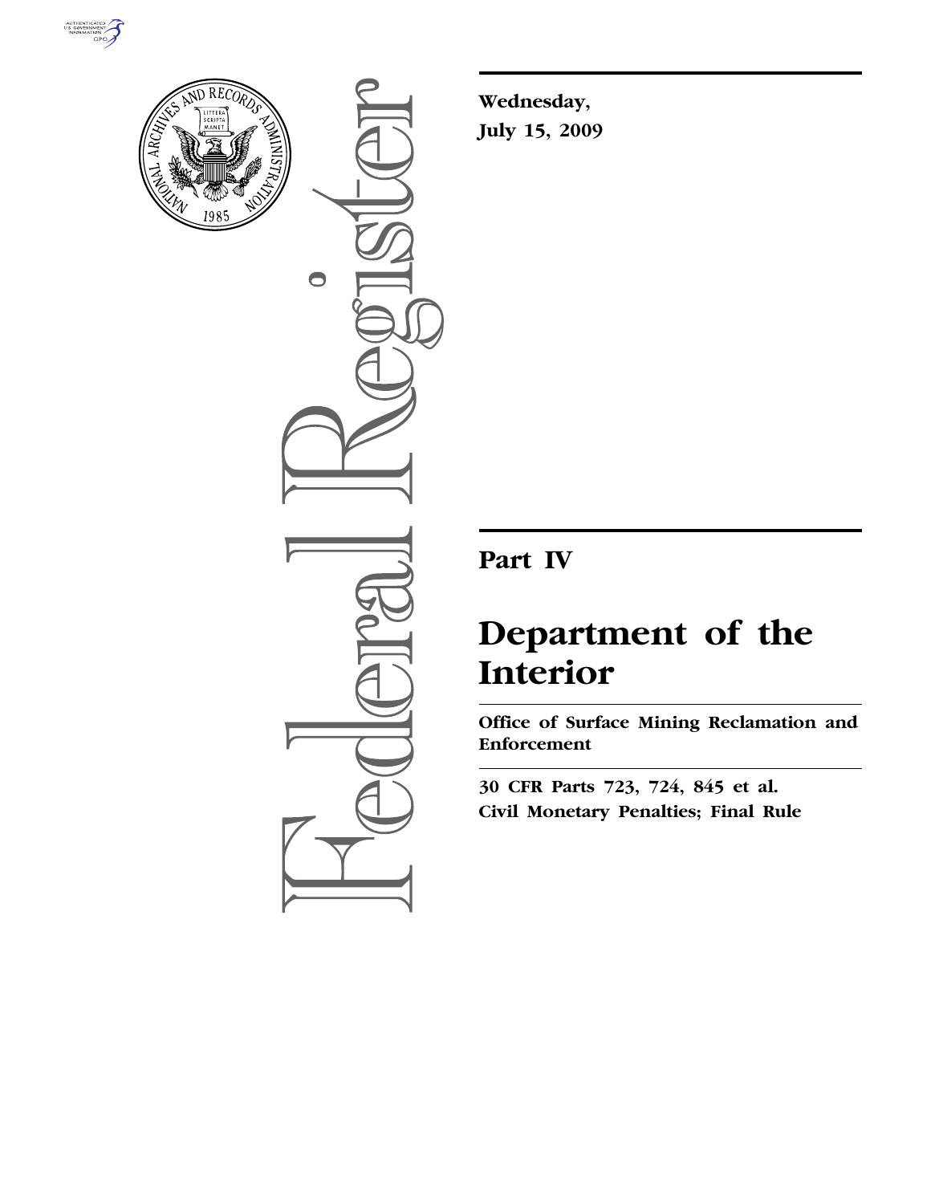Wednesday,

July 15, 2009

# Part IV

# Department of the Interior

## Office of Surface Mining Reclamation and Enforcement

**30 CFR Parts 723, 724, 845 et al.**

**Civil Monetary Penalties; Final Rule**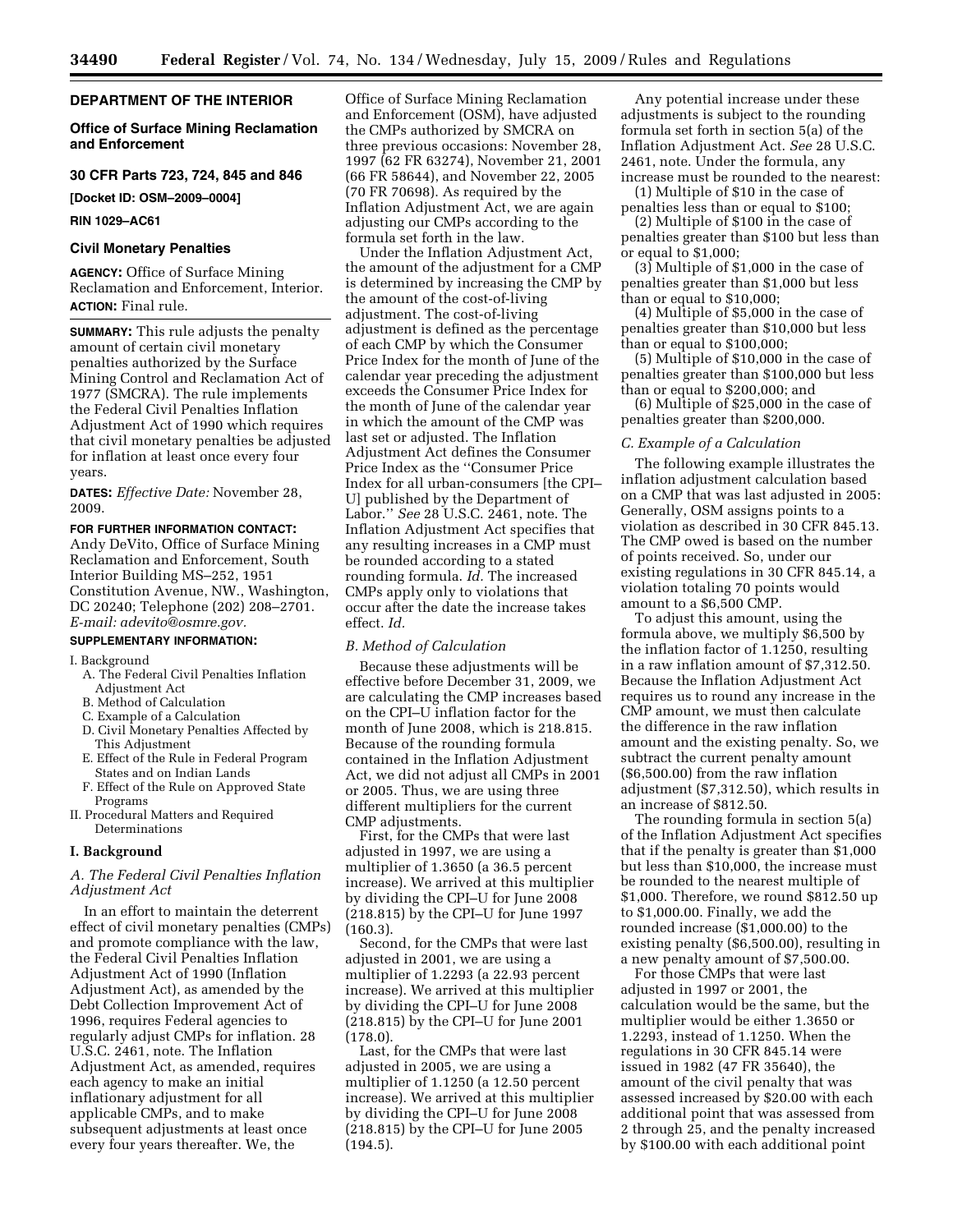## DEPARTMENT OF THE INTERIOR

### Office of Surface Mining Reclamation and Enforcement

### 30 CFR Parts 723, 724, 845 and 846

**[Docket ID: OSM–2009–0004]**

**RIN 1029–AC61**

### Civil Monetary Penalties

**AGENCY:** Office of Surface Mining Reclamation and Enforcement, Interior.

**ACTION:** Final rule.

**SUMMARY:** This rule adjusts the penalty amount of certain civil monetary penalties authorized by the Surface Mining Control and Reclamation Act of 1977 (SMCRA). The rule implements the Federal Civil Penalties Inflation Adjustment Act of 1990 which requires that civil monetary penalties be adjusted for inflation at least once every four years.

**DATES:** *Effective Date:* November 28, 2009.

**FOR FURTHER INFORMATION CONTACT:** Andy DeVito, Office of Surface Mining Reclamation and Enforcement, South Interior Building MS–252, 1951 Constitution Avenue, NW., Washington, DC 20240; Telephone (202) 208–2701. *E-mail: adevito@osmre.gov.*

**SUPPLEMENTARY INFORMATION:**

I. Background
  A. The Federal Civil Penalties Inflation Adjustment Act
  B. Method of Calculation
  C. Example of a Calculation
  D. Civil Monetary Penalties Affected by This Adjustment
  E. Effect of the Rule in Federal Program States and on Indian Lands
  F. Effect of the Rule on Approved State Programs
II. Procedural Matters and Required Determinations

## I. Background

### *A. The Federal Civil Penalties Inflation Adjustment Act*

In an effort to maintain the deterrent effect of civil monetary penalties (CMPs) and promote compliance with the law, the Federal Civil Penalties Inflation Adjustment Act of 1990 (Inflation Adjustment Act), as amended by the Debt Collection Improvement Act of 1996, requires Federal agencies to regularly adjust CMPs for inflation. 28 U.S.C. 2461, note. The Inflation Adjustment Act, as amended, requires each agency to make an initial inflationary adjustment for all applicable CMPs, and to make subsequent adjustments at least once every four years thereafter. We, the Office of Surface Mining Reclamation and Enforcement (OSM), have adjusted the CMPs authorized by SMCRA on three previous occasions: November 28, 1997 (62 FR 63274), November 21, 2001 (66 FR 58644), and November 22, 2005 (70 FR 70698). As required by the Inflation Adjustment Act, we are again adjusting our CMPs according to the formula set forth in the law.

Under the Inflation Adjustment Act, the amount of the adjustment for a CMP is determined by increasing the CMP by the amount of the cost-of-living adjustment. The cost-of-living adjustment is defined as the percentage of each CMP by which the Consumer Price Index for the month of June of the calendar year preceding the adjustment exceeds the Consumer Price Index for the month of June of the calendar year in which the amount of the CMP was last set or adjusted. The Inflation Adjustment Act defines the Consumer Price Index as the "Consumer Price Index for all urban-consumers [the CPI–U] published by the Department of Labor." *See* 28 U.S.C. 2461, note. The Inflation Adjustment Act specifies that any resulting increases in a CMP must be rounded according to a stated rounding formula. *Id.* The increased CMPs apply only to violations that occur after the date the increase takes effect. *Id.*

### *B. Method of Calculation*

Because these adjustments will be effective before December 31, 2009, we are calculating the CMP increases based on the CPI–U inflation factor for the month of June 2008, which is 218.815. Because of the rounding formula contained in the Inflation Adjustment Act, we did not adjust all CMPs in 2001 or 2005. Thus, we are using three different multipliers for the current CMP adjustments.

First, for the CMPs that were last adjusted in 1997, we are using a multiplier of 1.3650 (a 36.5 percent increase). We arrived at this multiplier by dividing the CPI–U for June 2008 (218.815) by the CPI–U for June 1997 (160.3).

Second, for the CMPs that were last adjusted in 2001, we are using a multiplier of 1.2293 (a 22.93 percent increase). We arrived at this multiplier by dividing the CPI–U for June 2008 (218.815) by the CPI–U for June 2001 (178.0).

Last, for the CMPs that were last adjusted in 2005, we are using a multiplier of 1.1250 (a 12.50 percent increase). We arrived at this multiplier by dividing the CPI–U for June 2008 (218.815) by the CPI–U for June 2005 (194.5).

Any potential increase under these adjustments is subject to the rounding formula set forth in section 5(a) of the Inflation Adjustment Act. *See* 28 U.S.C. 2461, note. Under the formula, any increase must be rounded to the nearest:

(1) Multiple of $10 in the case of penalties less than or equal to $100;

(2) Multiple of $100 in the case of penalties greater than $100 but less than or equal to $1,000;

(3) Multiple of $1,000 in the case of penalties greater than $1,000 but less than or equal to $10,000;

(4) Multiple of $5,000 in the case of penalties greater than $10,000 but less than or equal to $100,000;

(5) Multiple of $10,000 in the case of penalties greater than $100,000 but less than or equal to $200,000; and

(6) Multiple of $25,000 in the case of penalties greater than $200,000.

### *C. Example of a Calculation*

The following example illustrates the inflation adjustment calculation based on a CMP that was last adjusted in 2005: Generally, OSM assigns points to a violation as described in 30 CFR 845.13. The CMP owed is based on the number of points received. So, under our existing regulations in 30 CFR 845.14, a violation totaling 70 points would amount to a $6,500 CMP.

To adjust this amount, using the formula above, we multiply $6,500 by the inflation factor of 1.1250, resulting in a raw inflation amount of $7,312.50. Because the Inflation Adjustment Act requires us to round any increase in the CMP amount, we must then calculate the difference in the raw inflation amount and the existing penalty. So, we subtract the current penalty amount ($6,500.00) from the raw inflation adjustment ($7,312.50), which results in an increase of $812.50.

The rounding formula in section 5(a) of the Inflation Adjustment Act specifies that if the penalty is greater than $1,000 but less than $10,000, the increase must be rounded to the nearest multiple of $1,000. Therefore, we round $812.50 up to $1,000.00. Finally, we add the rounded increase ($1,000.00) to the existing penalty ($6,500.00), resulting in a new penalty amount of $7,500.00.

For those CMPs that were last adjusted in 1997 or 2001, the calculation would be the same, but the multiplier would be either 1.3650 or 1.2293, instead of 1.1250. When the regulations in 30 CFR 845.14 were issued in 1982 (47 FR 35640), the amount of the civil penalty that was assessed increased by $20.00 with each additional point that was assessed from 2 through 25, and the penalty increased by $100.00 with each additional point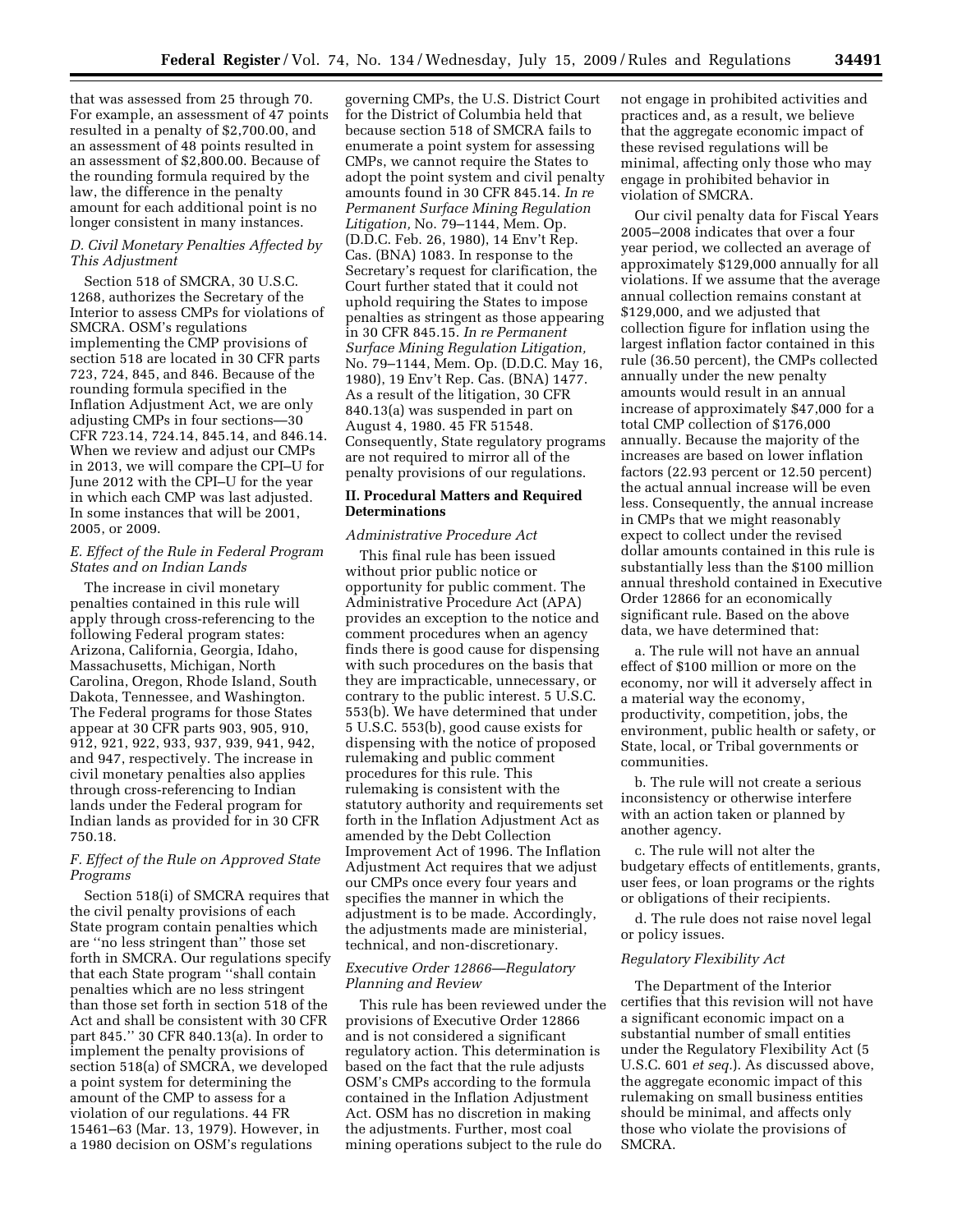that was assessed from 25 through 70. For example, an assessment of 47 points resulted in a penalty of $2,700.00, and an assessment of 48 points resulted in an assessment of $2,800.00. Because of the rounding formula required by the law, the difference in the penalty amount for each additional point is no longer consistent in many instances.

### *D. Civil Monetary Penalties Affected by This Adjustment*

Section 518 of SMCRA, 30 U.S.C. 1268, authorizes the Secretary of the Interior to assess CMPs for violations of SMCRA. OSM's regulations implementing the CMP provisions of section 518 are located in 30 CFR parts 723, 724, 845, and 846. Because of the rounding formula specified in the Inflation Adjustment Act, we are only adjusting CMPs in four sections—30 CFR 723.14, 724.14, 845.14, and 846.14. When we review and adjust our CMPs in 2013, we will compare the CPI–U for June 2012 with the CPI–U for the year in which each CMP was last adjusted. In some instances that will be 2001, 2005, or 2009.

### *E. Effect of the Rule in Federal Program States and on Indian Lands*

The increase in civil monetary penalties contained in this rule will apply through cross-referencing to the following Federal program states: Arizona, California, Georgia, Idaho, Massachusetts, Michigan, North Carolina, Oregon, Rhode Island, South Dakota, Tennessee, and Washington. The Federal programs for those States appear at 30 CFR parts 903, 905, 910, 912, 921, 922, 933, 937, 939, 941, 942, and 947, respectively. The increase in civil monetary penalties also applies through cross-referencing to Indian lands under the Federal program for Indian lands as provided for in 30 CFR 750.18.

### *F. Effect of the Rule on Approved State Programs*

Section 518(i) of SMCRA requires that the civil penalty provisions of each State program contain penalties which are ''no less stringent than'' those set forth in SMCRA. Our regulations specify that each State program ''shall contain penalties which are no less stringent than those set forth in section 518 of the Act and shall be consistent with 30 CFR part 845.'' 30 CFR 840.13(a). In order to implement the penalty provisions of section 518(a) of SMCRA, we developed a point system for determining the amount of the CMP to assess for a violation of our regulations. 44 FR 15461–63 (Mar. 13, 1979). However, in a 1980 decision on OSM's regulations governing CMPs, the U.S. District Court for the District of Columbia held that because section 518 of SMCRA fails to enumerate a point system for assessing CMPs, we cannot require the States to adopt the point system and civil penalty amounts found in 30 CFR 845.14. *In re Permanent Surface Mining Regulation Litigation,* No. 79–1144, Mem. Op. (D.D.C. Feb. 26, 1980), 14 Env't Rep. Cas. (BNA) 1083. In response to the Secretary's request for clarification, the Court further stated that it could not uphold requiring the States to impose penalties as stringent as those appearing in 30 CFR 845.15. *In re Permanent Surface Mining Regulation Litigation,* No. 79–1144, Mem. Op. (D.D.C. May 16, 1980), 19 Env't Rep. Cas. (BNA) 1477. As a result of the litigation, 30 CFR 840.13(a) was suspended in part on August 4, 1980. 45 FR 51548. Consequently, State regulatory programs are not required to mirror all of the penalty provisions of our regulations.

## II. Procedural Matters and Required Determinations

### *Administrative Procedure Act*

This final rule has been issued without prior public notice or opportunity for public comment. The Administrative Procedure Act (APA) provides an exception to the notice and comment procedures when an agency finds there is good cause for dispensing with such procedures on the basis that they are impracticable, unnecessary, or contrary to the public interest. 5 U.S.C. 553(b). We have determined that under 5 U.S.C. 553(b), good cause exists for dispensing with the notice of proposed rulemaking and public comment procedures for this rule. This rulemaking is consistent with the statutory authority and requirements set forth in the Inflation Adjustment Act as amended by the Debt Collection Improvement Act of 1996. The Inflation Adjustment Act requires that we adjust our CMPs once every four years and specifies the manner in which the adjustment is to be made. Accordingly, the adjustments made are ministerial, technical, and non-discretionary.

### *Executive Order 12866—Regulatory Planning and Review*

This rule has been reviewed under the provisions of Executive Order 12866 and is not considered a significant regulatory action. This determination is based on the fact that the rule adjusts OSM's CMPs according to the formula contained in the Inflation Adjustment Act. OSM has no discretion in making the adjustments. Further, most coal mining operations subject to the rule do not engage in prohibited activities and practices and, as a result, we believe that the aggregate economic impact of these revised regulations will be minimal, affecting only those who may engage in prohibited behavior in violation of SMCRA.

Our civil penalty data for Fiscal Years 2005–2008 indicates that over a four year period, we collected an average of approximately $129,000 annually for all violations. If we assume that the average annual collection remains constant at $129,000, and we adjusted that collection figure for inflation using the largest inflation factor contained in this rule (36.50 percent), the CMPs collected annually under the new penalty amounts would result in an annual increase of approximately $47,000 for a total CMP collection of $176,000 annually. Because the majority of the increases are based on lower inflation factors (22.93 percent or 12.50 percent) the actual annual increase will be even less. Consequently, the annual increase in CMPs that we might reasonably expect to collect under the revised dollar amounts contained in this rule is substantially less than the $100 million annual threshold contained in Executive Order 12866 for an economically significant rule. Based on the above data, we have determined that:

a. The rule will not have an annual effect of $100 million or more on the economy, nor will it adversely affect in a material way the economy, productivity, competition, jobs, the environment, public health or safety, or State, local, or Tribal governments or communities.

b. The rule will not create a serious inconsistency or otherwise interfere with an action taken or planned by another agency.

c. The rule will not alter the budgetary effects of entitlements, grants, user fees, or loan programs or the rights or obligations of their recipients.

d. The rule does not raise novel legal or policy issues.

### *Regulatory Flexibility Act*

The Department of the Interior certifies that this revision will not have a significant economic impact on a substantial number of small entities under the Regulatory Flexibility Act (5 U.S.C. 601 *et seq.*). As discussed above, the aggregate economic impact of this rulemaking on small business entities should be minimal, and affects only those who violate the provisions of SMCRA.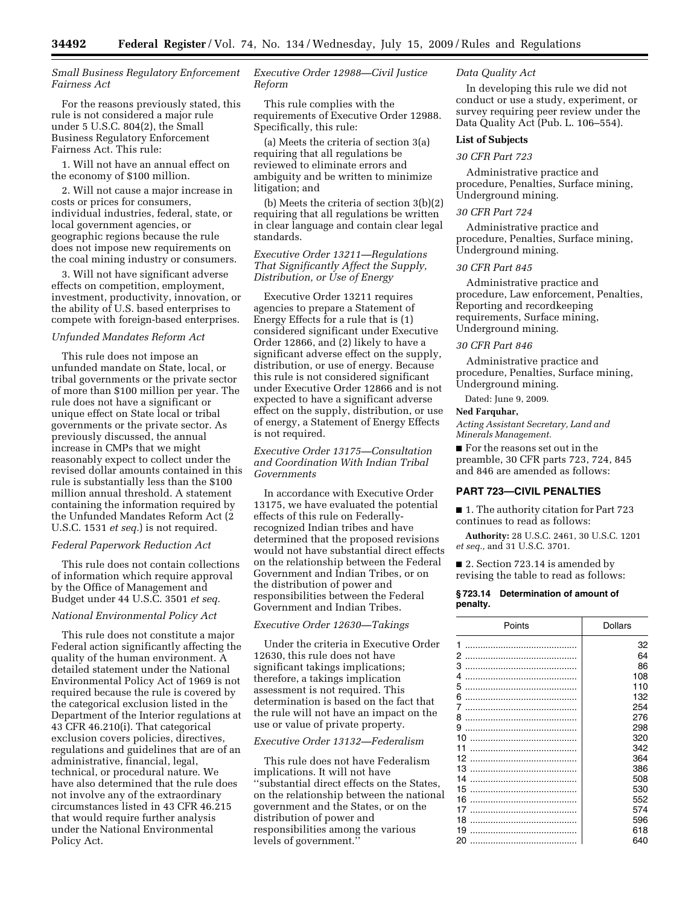*Small Business Regulatory Enforcement Fairness Act*

For the reasons previously stated, this rule is not considered a major rule under 5 U.S.C. 804(2), the Small Business Regulatory Enforcement Fairness Act. This rule:

1. Will not have an annual effect on the economy of $100 million.

2. Will not cause a major increase in costs or prices for consumers, individual industries, federal, state, or local government agencies, or geographic regions because the rule does not impose new requirements on the coal mining industry or consumers.

3. Will not have significant adverse effects on competition, employment, investment, productivity, innovation, or the ability of U.S. based enterprises to compete with foreign-based enterprises.

*Unfunded Mandates Reform Act*

This rule does not impose an unfunded mandate on State, local, or tribal governments or the private sector of more than $100 million per year. The rule does not have a significant or unique effect on State local or tribal governments or the private sector. As previously discussed, the annual increase in CMPs that we might reasonably expect to collect under the revised dollar amounts contained in this rule is substantially less than the $100 million annual threshold. A statement containing the information required by the Unfunded Mandates Reform Act (2 U.S.C. 1531 *et seq.*) is not required.

*Federal Paperwork Reduction Act*

This rule does not contain collections of information which require approval by the Office of Management and Budget under 44 U.S.C. 3501 *et seq.*

*National Environmental Policy Act*

This rule does not constitute a major Federal action significantly affecting the quality of the human environment. A detailed statement under the National Environmental Policy Act of 1969 is not required because the rule is covered by the categorical exclusion listed in the Department of the Interior regulations at 43 CFR 46.210(i). That categorical exclusion covers policies, directives, regulations and guidelines that are of an administrative, financial, legal, technical, or procedural nature. We have also determined that the rule does not involve any of the extraordinary circumstances listed in 43 CFR 46.215 that would require further analysis under the National Environmental Policy Act.

*Executive Order 12988—Civil Justice Reform*

This rule complies with the requirements of Executive Order 12988. Specifically, this rule:

(a) Meets the criteria of section 3(a) requiring that all regulations be reviewed to eliminate errors and ambiguity and be written to minimize litigation; and

(b) Meets the criteria of section 3(b)(2) requiring that all regulations be written in clear language and contain clear legal standards.

*Executive Order 13211—Regulations That Significantly Affect the Supply, Distribution, or Use of Energy*

Executive Order 13211 requires agencies to prepare a Statement of Energy Effects for a rule that is (1) considered significant under Executive Order 12866, and (2) likely to have a significant adverse effect on the supply, distribution, or use of energy. Because this rule is not considered significant under Executive Order 12866 and is not expected to have a significant adverse effect on the supply, distribution, or use of energy, a Statement of Energy Effects is not required.

*Executive Order 13175—Consultation and Coordination With Indian Tribal Governments*

In accordance with Executive Order 13175, we have evaluated the potential effects of this rule on Federally-recognized Indian tribes and have determined that the proposed revisions would not have substantial direct effects on the relationship between the Federal Government and Indian Tribes, or on the distribution of power and responsibilities between the Federal Government and Indian Tribes.

*Executive Order 12630—Takings*

Under the criteria in Executive Order 12630, this rule does not have significant takings implications; therefore, a takings implication assessment is not required. This determination is based on the fact that the rule will not have an impact on the use or value of private property.

*Executive Order 13132—Federalism*

This rule does not have Federalism implications. It will not have ''substantial direct effects on the States, on the relationship between the national government and the States, or on the distribution of power and responsibilities among the various levels of government.''

*Data Quality Act*

In developing this rule we did not conduct or use a study, experiment, or survey requiring peer review under the Data Quality Act (Pub. L. 106–554).

**List of Subjects**

*30 CFR Part 723*

Administrative practice and procedure, Penalties, Surface mining, Underground mining.

*30 CFR Part 724*

Administrative practice and procedure, Penalties, Surface mining, Underground mining.

*30 CFR Part 845*

Administrative practice and procedure, Law enforcement, Penalties, Reporting and recordkeeping requirements, Surface mining, Underground mining.

*30 CFR Part 846*

Administrative practice and procedure, Penalties, Surface mining, Underground mining.

Dated: June 9, 2009.

**Ned Farquhar,**

*Acting Assistant Secretary, Land and Minerals Management.*

■ For the reasons set out in the preamble, 30 CFR parts 723, 724, 845 and 846 are amended as follows:

## PART 723—CIVIL PENALTIES

■ 1. The authority citation for Part 723 continues to read as follows:

**Authority:** 28 U.S.C. 2461, 30 U.S.C. 1201 *et seq.,* and 31 U.S.C. 3701.

■ 2. Section 723.14 is amended by revising the table to read as follows:

### § 723.14 Determination of amount of penalty.

| Points | Dollars |
|---|---|
| 1 | 32 |
| 2 | 64 |
| 3 | 86 |
| 4 | 108 |
| 5 | 110 |
| 6 | 132 |
| 7 | 254 |
| 8 | 276 |
| 9 | 298 |
| 10 | 320 |
| 11 | 342 |
| 12 | 364 |
| 13 | 386 |
| 14 | 508 |
| 15 | 530 |
| 16 | 552 |
| 17 | 574 |
| 18 | 596 |
| 19 | 618 |
| 20 | 640 |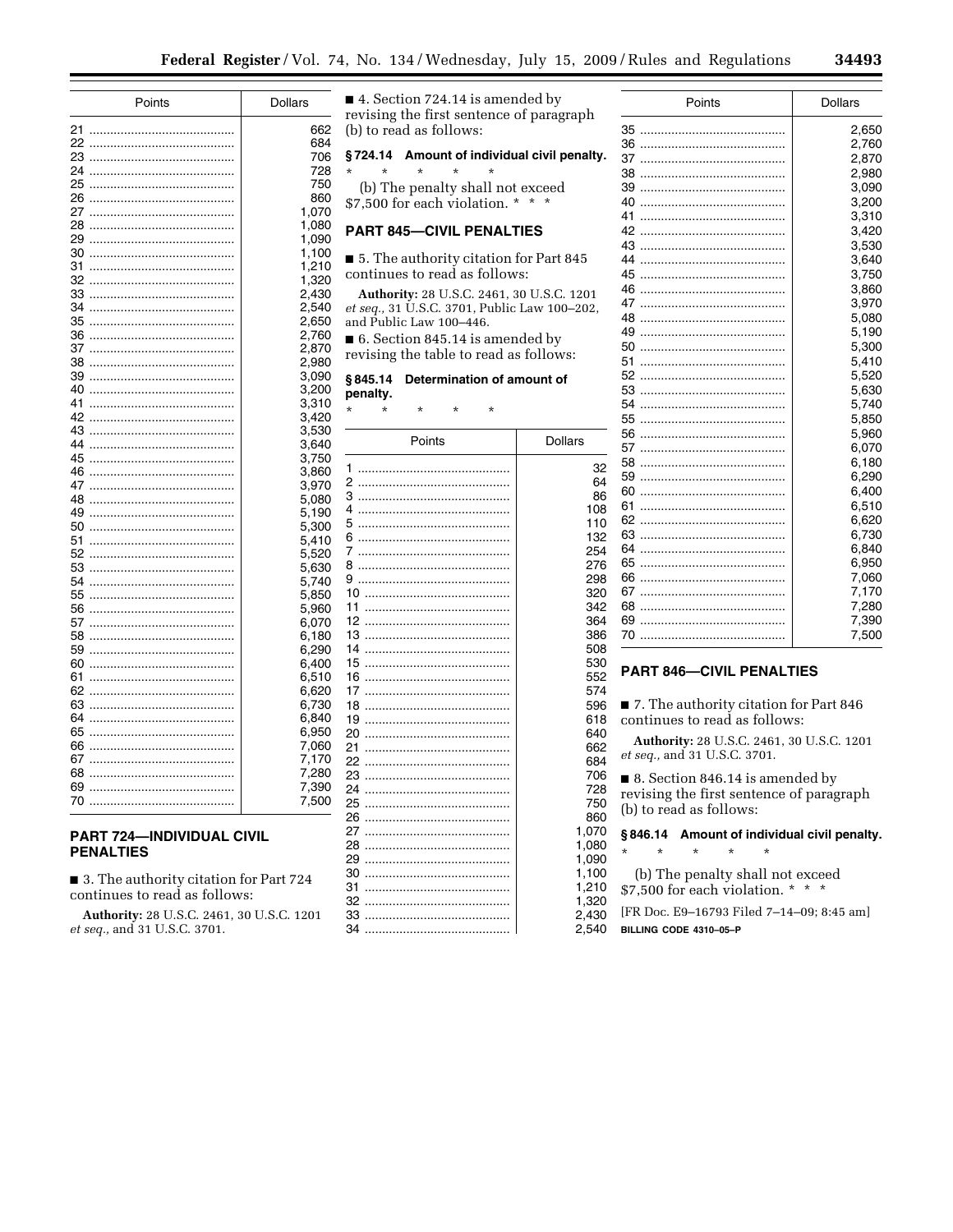| Points | Dollars |
| --- | --- |
| 21 | 662 |
| 22 | 684 |
| 23 | 706 |
| 24 | 728 |
| 25 | 750 |
| 26 | 860 |
| 27 | 1,070 |
| 28 | 1,080 |
| 29 | 1,090 |
| 30 | 1,100 |
| 31 | 1,210 |
| 32 | 1,320 |
| 33 | 2,430 |
| 34 | 2,540 |
| 35 | 2,650 |
| 36 | 2,760 |
| 37 | 2,870 |
| 38 | 2,980 |
| 39 | 3,090 |
| 40 | 3,200 |
| 41 | 3,310 |
| 42 | 3,420 |
| 43 | 3,530 |
| 44 | 3,640 |
| 45 | 3,750 |
| 46 | 3,860 |
| 47 | 3,970 |
| 48 | 5,080 |
| 49 | 5,190 |
| 50 | 5,300 |
| 51 | 5,410 |
| 52 | 5,520 |
| 53 | 5,630 |
| 54 | 5,740 |
| 55 | 5,850 |
| 56 | 5,960 |
| 57 | 6,070 |
| 58 | 6,180 |
| 59 | 6,290 |
| 60 | 6,400 |
| 61 | 6,510 |
| 62 | 6,620 |
| 63 | 6,730 |
| 64 | 6,840 |
| 65 | 6,950 |
| 66 | 7,060 |
| 67 | 7,170 |
| 68 | 7,280 |
| 69 | 7,390 |
| 70 | 7,500 |

## PART 724—INDIVIDUAL CIVIL PENALTIES

■ 3. The authority citation for Part 724 continues to read as follows:

**Authority:** 28 U.S.C. 2461, 30 U.S.C. 1201 *et seq.,* and 31 U.S.C. 3701.

■ 4. Section 724.14 is amended by revising the first sentence of paragraph (b) to read as follows:

**§ 724.14 Amount of individual civil penalty.**

* * * * *

(b) The penalty shall not exceed $7,500 for each violation. * * *

## PART 845—CIVIL PENALTIES

■ 5. The authority citation for Part 845 continues to read as follows:

**Authority:** 28 U.S.C. 2461, 30 U.S.C. 1201 *et seq.,* 31 U.S.C. 3701, Public Law 100–202, and Public Law 100–446.

■ 6. Section 845.14 is amended by revising the table to read as follows:

**§ 845.14 Determination of amount of penalty.**

* * * * *

| Points | Dollars |
| --- | --- |
| 1 | 32 |
| 2 | 64 |
| 3 | 86 |
| 4 | 108 |
| 5 | 110 |
| 6 | 132 |
| 7 | 254 |
| 8 | 276 |
| 9 | 298 |
| 10 | 320 |
| 11 | 342 |
| 12 | 364 |
| 13 | 386 |
| 14 | 508 |
| 15 | 530 |
| 16 | 552 |
| 17 | 574 |
| 18 | 596 |
| 19 | 618 |
| 20 | 640 |
| 21 | 662 |
| 22 | 684 |
| 23 | 706 |
| 24 | 728 |
| 25 | 750 |
| 26 | 860 |
| 27 | 1,070 |
| 28 | 1,080 |
| 29 | 1,090 |
| 30 | 1,100 |
| 31 | 1,210 |
| 32 | 1,320 |
| 33 | 2,430 |
| 34 | 2,540 |
| 35 | 2,650 |
| 36 | 2,760 |
| 37 | 2,870 |
| 38 | 2,980 |
| 39 | 3,090 |
| 40 | 3,200 |
| 41 | 3,310 |
| 42 | 3,420 |
| 43 | 3,530 |
| 44 | 3,640 |
| 45 | 3,750 |
| 46 | 3,860 |
| 47 | 3,970 |
| 48 | 5,080 |
| 49 | 5,190 |
| 50 | 5,300 |
| 51 | 5,410 |
| 52 | 5,520 |
| 53 | 5,630 |
| 54 | 5,740 |
| 55 | 5,850 |
| 56 | 5,960 |
| 57 | 6,070 |
| 58 | 6,180 |
| 59 | 6,290 |
| 60 | 6,400 |
| 61 | 6,510 |
| 62 | 6,620 |
| 63 | 6,730 |
| 64 | 6,840 |
| 65 | 6,950 |
| 66 | 7,060 |
| 67 | 7,170 |
| 68 | 7,280 |
| 69 | 7,390 |
| 70 | 7,500 |

## PART 846—CIVIL PENALTIES

■ 7. The authority citation for Part 846 continues to read as follows:

**Authority:** 28 U.S.C. 2461, 30 U.S.C. 1201 *et seq.,* and 31 U.S.C. 3701.

■ 8. Section 846.14 is amended by revising the first sentence of paragraph (b) to read as follows:

**§ 846.14 Amount of individual civil penalty.**

* * * * *

(b) The penalty shall not exceed $7,500 for each violation. * * *

[FR Doc. E9–16793 Filed 7–14–09; 8:45 am]

**BILLING CODE 4310–05–P**